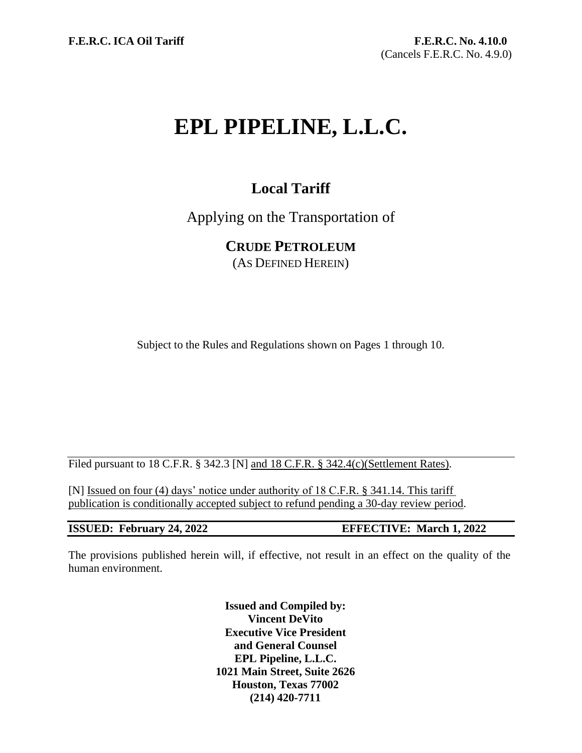**F.E.R.C. ICA Oil Tariff**

**F.E.R.C. No. 4.10.0**
(Cancels F.E.R.C. No. 4.9.0)

# EPL PIPELINE, L.L.C.

## Local Tariff

Applying on the Transportation of

**CRUDE PETROLEUM**
(AS DEFINED HEREIN)

Subject to the Rules and Regulations shown on Pages 1 through 10.

Filed pursuant to 18 C.F.R. § 342.3 [N] and 18 C.F.R. § 342.4(c)(Settlement Rates).

[N] Issued on four (4) days' notice under authority of 18 C.F.R. § 341.14. This tariff publication is conditionally accepted subject to refund pending a 30-day review period.

**ISSUED: February 24, 2022** **EFFECTIVE: March 1, 2022**

The provisions published herein will, if effective, not result in an effect on the quality of the human environment.

**Issued and Compiled by:**
**Vincent DeVito**
**Executive Vice President**
**and General Counsel**
**EPL Pipeline, L.L.C.**
**1021 Main Street, Suite 2626**
**Houston, Texas 77002**
**(214) 420-7711**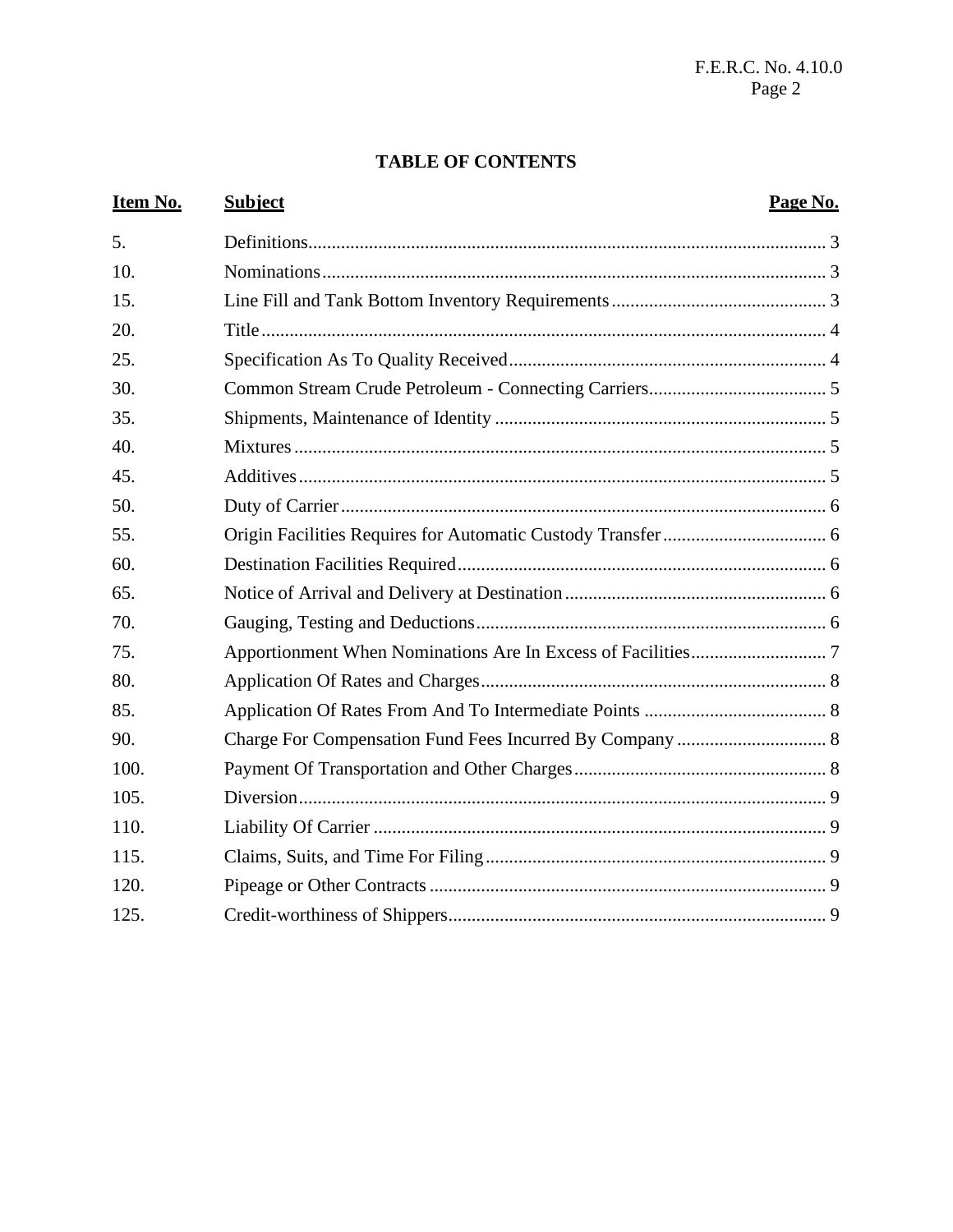## TABLE OF CONTENTS

| Item No. | Subject | Page No. |
|---|---|---|
| 5. | Definitions | 3 |
| 10. | Nominations | 3 |
| 15. | Line Fill and Tank Bottom Inventory Requirements | 3 |
| 20. | Title | 4 |
| 25. | Specification As To Quality Received | 4 |
| 30. | Common Stream Crude Petroleum - Connecting Carriers | 5 |
| 35. | Shipments, Maintenance of Identity | 5 |
| 40. | Mixtures | 5 |
| 45. | Additives | 5 |
| 50. | Duty of Carrier | 6 |
| 55. | Origin Facilities Requires for Automatic Custody Transfer | 6 |
| 60. | Destination Facilities Required | 6 |
| 65. | Notice of Arrival and Delivery at Destination | 6 |
| 70. | Gauging, Testing and Deductions | 6 |
| 75. | Apportionment When Nominations Are In Excess of Facilities | 7 |
| 80. | Application Of Rates and Charges | 8 |
| 85. | Application Of Rates From And To Intermediate Points | 8 |
| 90. | Charge For Compensation Fund Fees Incurred By Company | 8 |
| 100. | Payment Of Transportation and Other Charges | 8 |
| 105. | Diversion | 9 |
| 110. | Liability Of Carrier | 9 |
| 115. | Claims, Suits, and Time For Filing | 9 |
| 120. | Pipeage or Other Contracts | 9 |
| 125. | Credit-worthiness of Shippers | 9 |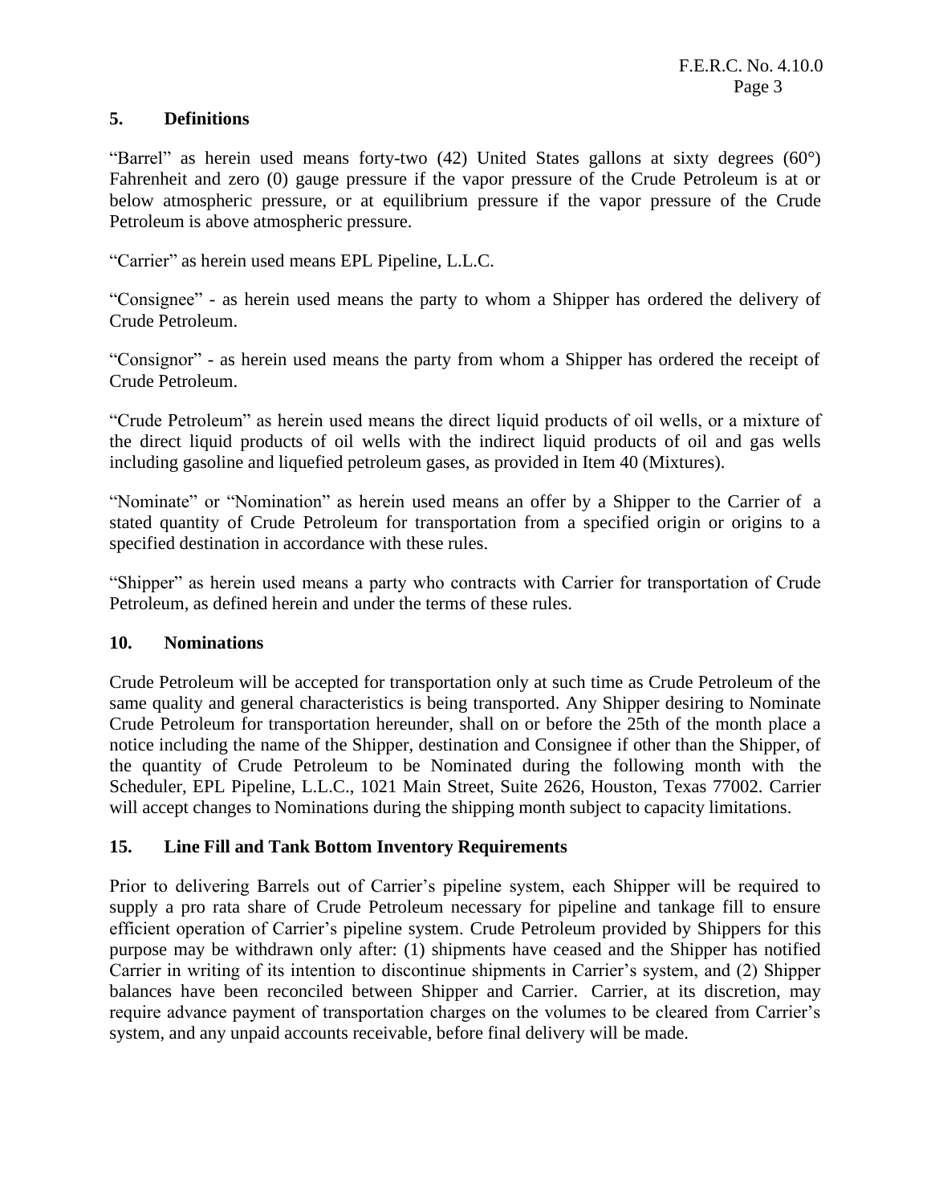## 5. Definitions

"Barrel" as herein used means forty-two (42) United States gallons at sixty degrees (60°) Fahrenheit and zero (0) gauge pressure if the vapor pressure of the Crude Petroleum is at or below atmospheric pressure, or at equilibrium pressure if the vapor pressure of the Crude Petroleum is above atmospheric pressure.

"Carrier" as herein used means EPL Pipeline, L.L.C.

"Consignee" - as herein used means the party to whom a Shipper has ordered the delivery of Crude Petroleum.

"Consignor" - as herein used means the party from whom a Shipper has ordered the receipt of Crude Petroleum.

"Crude Petroleum" as herein used means the direct liquid products of oil wells, or a mixture of the direct liquid products of oil wells with the indirect liquid products of oil and gas wells including gasoline and liquefied petroleum gases, as provided in Item 40 (Mixtures).

"Nominate" or "Nomination" as herein used means an offer by a Shipper to the Carrier of a stated quantity of Crude Petroleum for transportation from a specified origin or origins to a specified destination in accordance with these rules.

"Shipper" as herein used means a party who contracts with Carrier for transportation of Crude Petroleum, as defined herein and under the terms of these rules.

## 10. Nominations

Crude Petroleum will be accepted for transportation only at such time as Crude Petroleum of the same quality and general characteristics is being transported. Any Shipper desiring to Nominate Crude Petroleum for transportation hereunder, shall on or before the 25th of the month place a notice including the name of the Shipper, destination and Consignee if other than the Shipper, of the quantity of Crude Petroleum to be Nominated during the following month with the Scheduler, EPL Pipeline, L.L.C., 1021 Main Street, Suite 2626, Houston, Texas 77002. Carrier will accept changes to Nominations during the shipping month subject to capacity limitations.

## 15. Line Fill and Tank Bottom Inventory Requirements

Prior to delivering Barrels out of Carrier's pipeline system, each Shipper will be required to supply a pro rata share of Crude Petroleum necessary for pipeline and tankage fill to ensure efficient operation of Carrier's pipeline system. Crude Petroleum provided by Shippers for this purpose may be withdrawn only after: (1) shipments have ceased and the Shipper has notified Carrier in writing of its intention to discontinue shipments in Carrier's system, and (2) Shipper balances have been reconciled between Shipper and Carrier. Carrier, at its discretion, may require advance payment of transportation charges on the volumes to be cleared from Carrier's system, and any unpaid accounts receivable, before final delivery will be made.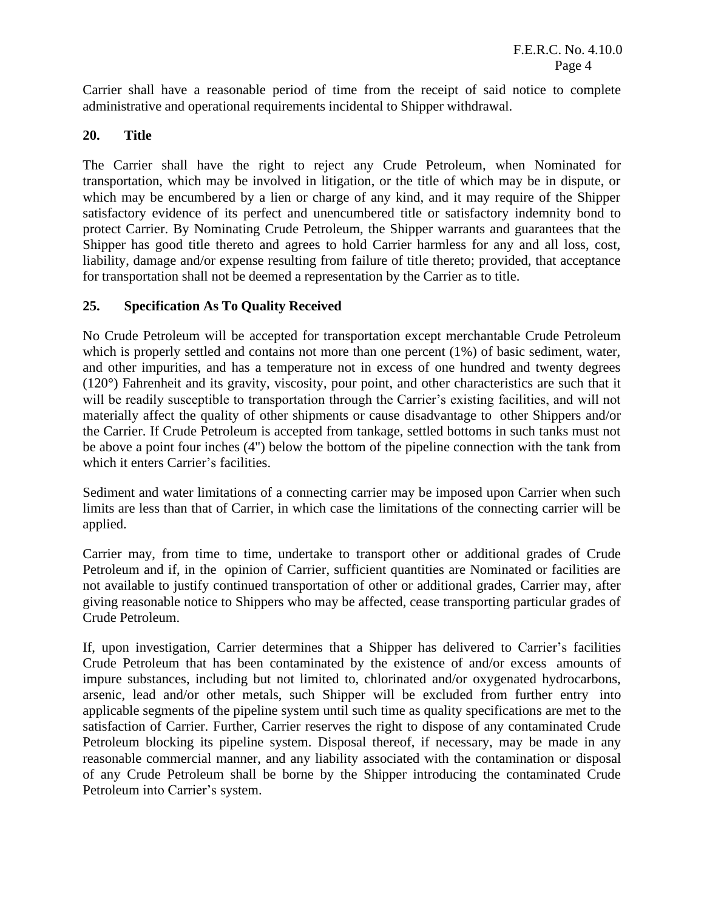Carrier shall have a reasonable period of time from the receipt of said notice to complete administrative and operational requirements incidental to Shipper withdrawal.

## 20. Title

The Carrier shall have the right to reject any Crude Petroleum, when Nominated for transportation, which may be involved in litigation, or the title of which may be in dispute, or which may be encumbered by a lien or charge of any kind, and it may require of the Shipper satisfactory evidence of its perfect and unencumbered title or satisfactory indemnity bond to protect Carrier. By Nominating Crude Petroleum, the Shipper warrants and guarantees that the Shipper has good title thereto and agrees to hold Carrier harmless for any and all loss, cost, liability, damage and/or expense resulting from failure of title thereto; provided, that acceptance for transportation shall not be deemed a representation by the Carrier as to title.

## 25. Specification As To Quality Received

No Crude Petroleum will be accepted for transportation except merchantable Crude Petroleum which is properly settled and contains not more than one percent (1%) of basic sediment, water, and other impurities, and has a temperature not in excess of one hundred and twenty degrees (120°) Fahrenheit and its gravity, viscosity, pour point, and other characteristics are such that it will be readily susceptible to transportation through the Carrier's existing facilities, and will not materially affect the quality of other shipments or cause disadvantage to other Shippers and/or the Carrier. If Crude Petroleum is accepted from tankage, settled bottoms in such tanks must not be above a point four inches (4") below the bottom of the pipeline connection with the tank from which it enters Carrier's facilities.

Sediment and water limitations of a connecting carrier may be imposed upon Carrier when such limits are less than that of Carrier, in which case the limitations of the connecting carrier will be applied.

Carrier may, from time to time, undertake to transport other or additional grades of Crude Petroleum and if, in the opinion of Carrier, sufficient quantities are Nominated or facilities are not available to justify continued transportation of other or additional grades, Carrier may, after giving reasonable notice to Shippers who may be affected, cease transporting particular grades of Crude Petroleum.

If, upon investigation, Carrier determines that a Shipper has delivered to Carrier's facilities Crude Petroleum that has been contaminated by the existence of and/or excess amounts of impure substances, including but not limited to, chlorinated and/or oxygenated hydrocarbons, arsenic, lead and/or other metals, such Shipper will be excluded from further entry into applicable segments of the pipeline system until such time as quality specifications are met to the satisfaction of Carrier. Further, Carrier reserves the right to dispose of any contaminated Crude Petroleum blocking its pipeline system. Disposal thereof, if necessary, may be made in any reasonable commercial manner, and any liability associated with the contamination or disposal of any Crude Petroleum shall be borne by the Shipper introducing the contaminated Crude Petroleum into Carrier's system.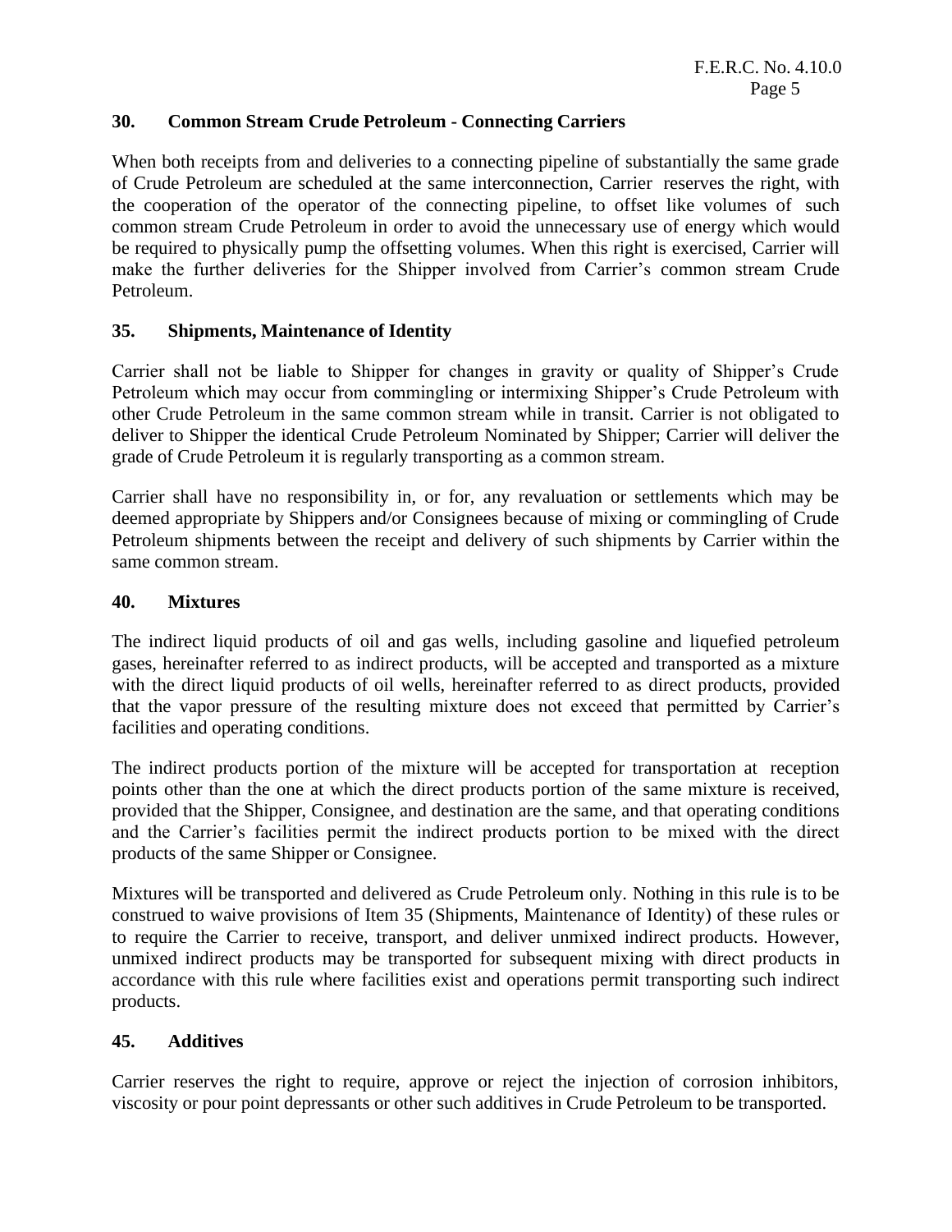## 30. Common Stream Crude Petroleum - Connecting Carriers

When both receipts from and deliveries to a connecting pipeline of substantially the same grade of Crude Petroleum are scheduled at the same interconnection, Carrier reserves the right, with the cooperation of the operator of the connecting pipeline, to offset like volumes of such common stream Crude Petroleum in order to avoid the unnecessary use of energy which would be required to physically pump the offsetting volumes. When this right is exercised, Carrier will make the further deliveries for the Shipper involved from Carrier's common stream Crude Petroleum.

## 35. Shipments, Maintenance of Identity

Carrier shall not be liable to Shipper for changes in gravity or quality of Shipper's Crude Petroleum which may occur from commingling or intermixing Shipper's Crude Petroleum with other Crude Petroleum in the same common stream while in transit. Carrier is not obligated to deliver to Shipper the identical Crude Petroleum Nominated by Shipper; Carrier will deliver the grade of Crude Petroleum it is regularly transporting as a common stream.

Carrier shall have no responsibility in, or for, any revaluation or settlements which may be deemed appropriate by Shippers and/or Consignees because of mixing or commingling of Crude Petroleum shipments between the receipt and delivery of such shipments by Carrier within the same common stream.

## 40. Mixtures

The indirect liquid products of oil and gas wells, including gasoline and liquefied petroleum gases, hereinafter referred to as indirect products, will be accepted and transported as a mixture with the direct liquid products of oil wells, hereinafter referred to as direct products, provided that the vapor pressure of the resulting mixture does not exceed that permitted by Carrier's facilities and operating conditions.

The indirect products portion of the mixture will be accepted for transportation at reception points other than the one at which the direct products portion of the same mixture is received, provided that the Shipper, Consignee, and destination are the same, and that operating conditions and the Carrier's facilities permit the indirect products portion to be mixed with the direct products of the same Shipper or Consignee.

Mixtures will be transported and delivered as Crude Petroleum only. Nothing in this rule is to be construed to waive provisions of Item 35 (Shipments, Maintenance of Identity) of these rules or to require the Carrier to receive, transport, and deliver unmixed indirect products. However, unmixed indirect products may be transported for subsequent mixing with direct products in accordance with this rule where facilities exist and operations permit transporting such indirect products.

## 45. Additives

Carrier reserves the right to require, approve or reject the injection of corrosion inhibitors, viscosity or pour point depressants or other such additives in Crude Petroleum to be transported.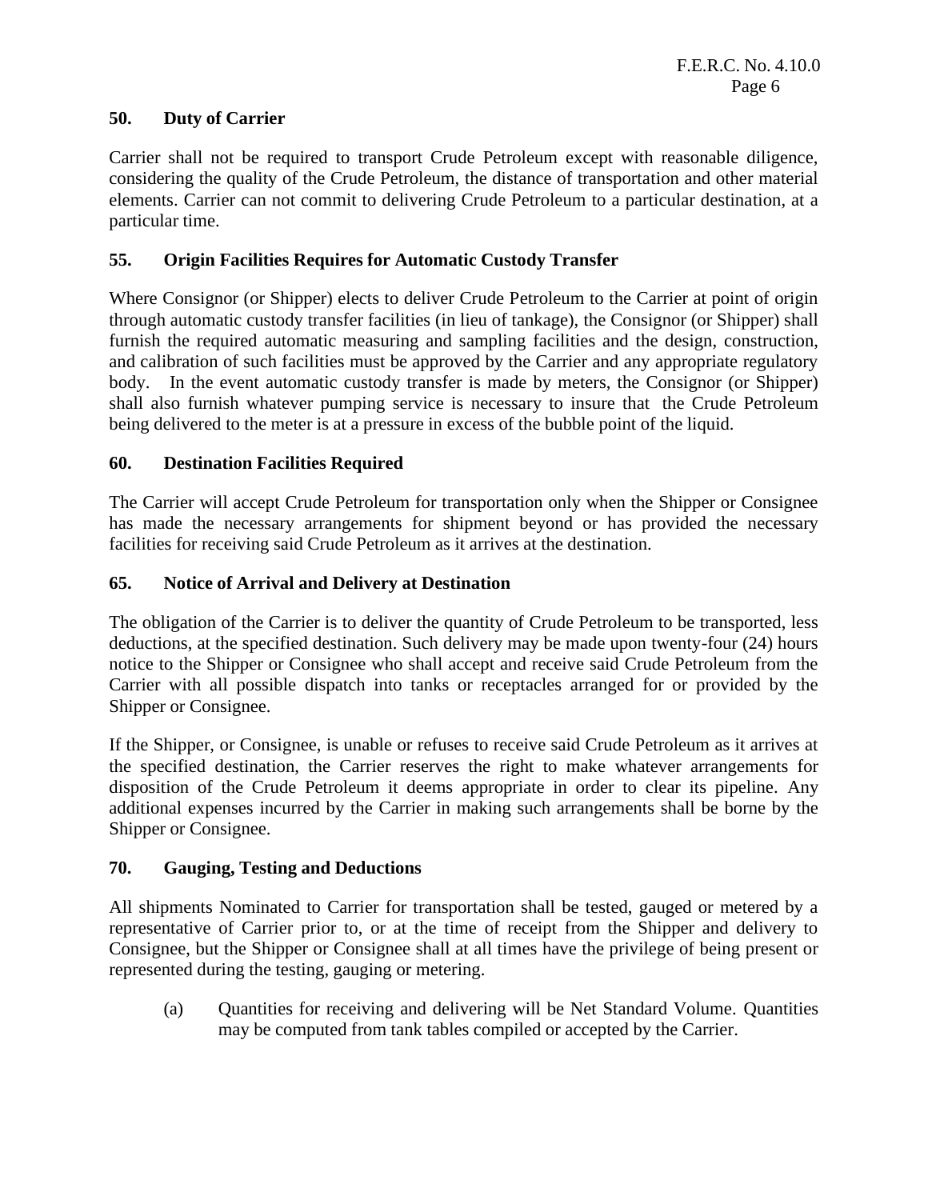## 50. Duty of Carrier

Carrier shall not be required to transport Crude Petroleum except with reasonable diligence, considering the quality of the Crude Petroleum, the distance of transportation and other material elements. Carrier can not commit to delivering Crude Petroleum to a particular destination, at a particular time.

## 55. Origin Facilities Requires for Automatic Custody Transfer

Where Consignor (or Shipper) elects to deliver Crude Petroleum to the Carrier at point of origin through automatic custody transfer facilities (in lieu of tankage), the Consignor (or Shipper) shall furnish the required automatic measuring and sampling facilities and the design, construction, and calibration of such facilities must be approved by the Carrier and any appropriate regulatory body. In the event automatic custody transfer is made by meters, the Consignor (or Shipper) shall also furnish whatever pumping service is necessary to insure that the Crude Petroleum being delivered to the meter is at a pressure in excess of the bubble point of the liquid.

## 60. Destination Facilities Required

The Carrier will accept Crude Petroleum for transportation only when the Shipper or Consignee has made the necessary arrangements for shipment beyond or has provided the necessary facilities for receiving said Crude Petroleum as it arrives at the destination.

## 65. Notice of Arrival and Delivery at Destination

The obligation of the Carrier is to deliver the quantity of Crude Petroleum to be transported, less deductions, at the specified destination. Such delivery may be made upon twenty-four (24) hours notice to the Shipper or Consignee who shall accept and receive said Crude Petroleum from the Carrier with all possible dispatch into tanks or receptacles arranged for or provided by the Shipper or Consignee.

If the Shipper, or Consignee, is unable or refuses to receive said Crude Petroleum as it arrives at the specified destination, the Carrier reserves the right to make whatever arrangements for disposition of the Crude Petroleum it deems appropriate in order to clear its pipeline. Any additional expenses incurred by the Carrier in making such arrangements shall be borne by the Shipper or Consignee.

## 70. Gauging, Testing and Deductions

All shipments Nominated to Carrier for transportation shall be tested, gauged or metered by a representative of Carrier prior to, or at the time of receipt from the Shipper and delivery to Consignee, but the Shipper or Consignee shall at all times have the privilege of being present or represented during the testing, gauging or metering.

(a) Quantities for receiving and delivering will be Net Standard Volume. Quantities may be computed from tank tables compiled or accepted by the Carrier.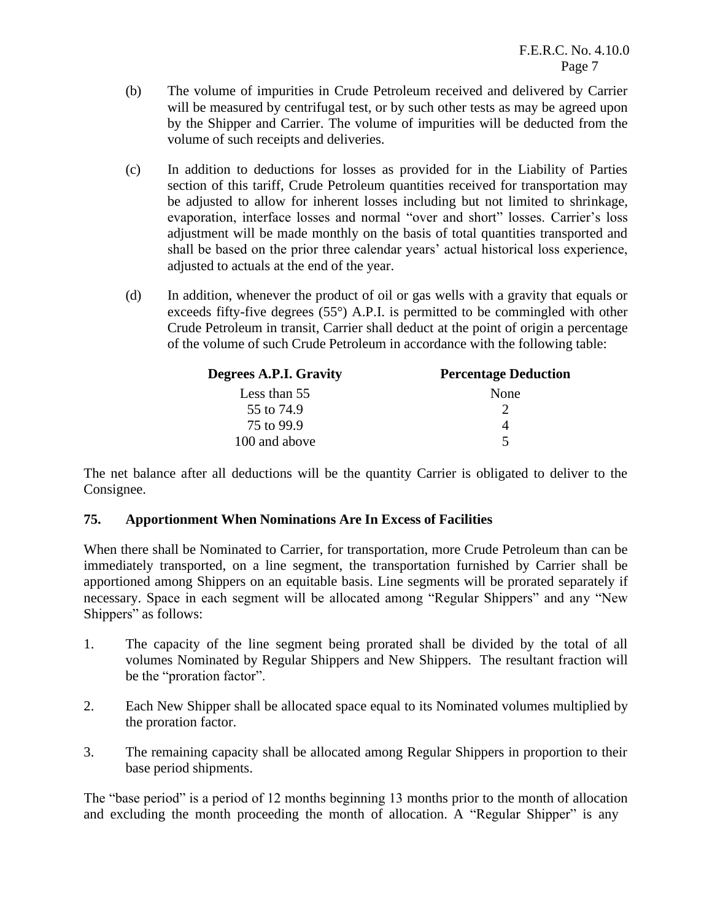(b) The volume of impurities in Crude Petroleum received and delivered by Carrier will be measured by centrifugal test, or by such other tests as may be agreed upon by the Shipper and Carrier. The volume of impurities will be deducted from the volume of such receipts and deliveries.

(c) In addition to deductions for losses as provided for in the Liability of Parties section of this tariff, Crude Petroleum quantities received for transportation may be adjusted to allow for inherent losses including but not limited to shrinkage, evaporation, interface losses and normal "over and short" losses. Carrier's loss adjustment will be made monthly on the basis of total quantities transported and shall be based on the prior three calendar years' actual historical loss experience, adjusted to actuals at the end of the year.

(d) In addition, whenever the product of oil or gas wells with a gravity that equals or exceeds fifty-five degrees (55°) A.P.I. is permitted to be commingled with other Crude Petroleum in transit, Carrier shall deduct at the point of origin a percentage of the volume of such Crude Petroleum in accordance with the following table:

| Degrees A.P.I. Gravity | Percentage Deduction |
|---|---|
| Less than 55 | None |
| 55 to 74.9 | 2 |
| 75 to 99.9 | 4 |
| 100 and above | 5 |

The net balance after all deductions will be the quantity Carrier is obligated to deliver to the Consignee.

**75. Apportionment When Nominations Are In Excess of Facilities**

When there shall be Nominated to Carrier, for transportation, more Crude Petroleum than can be immediately transported, on a line segment, the transportation furnished by Carrier shall be apportioned among Shippers on an equitable basis. Line segments will be prorated separately if necessary. Space in each segment will be allocated among "Regular Shippers" and any "New Shippers" as follows:

1. The capacity of the line segment being prorated shall be divided by the total of all volumes Nominated by Regular Shippers and New Shippers. The resultant fraction will be the "proration factor".

2. Each New Shipper shall be allocated space equal to its Nominated volumes multiplied by the proration factor.

3. The remaining capacity shall be allocated among Regular Shippers in proportion to their base period shipments.

The "base period" is a period of 12 months beginning 13 months prior to the month of allocation and excluding the month proceeding the month of allocation. A "Regular Shipper" is any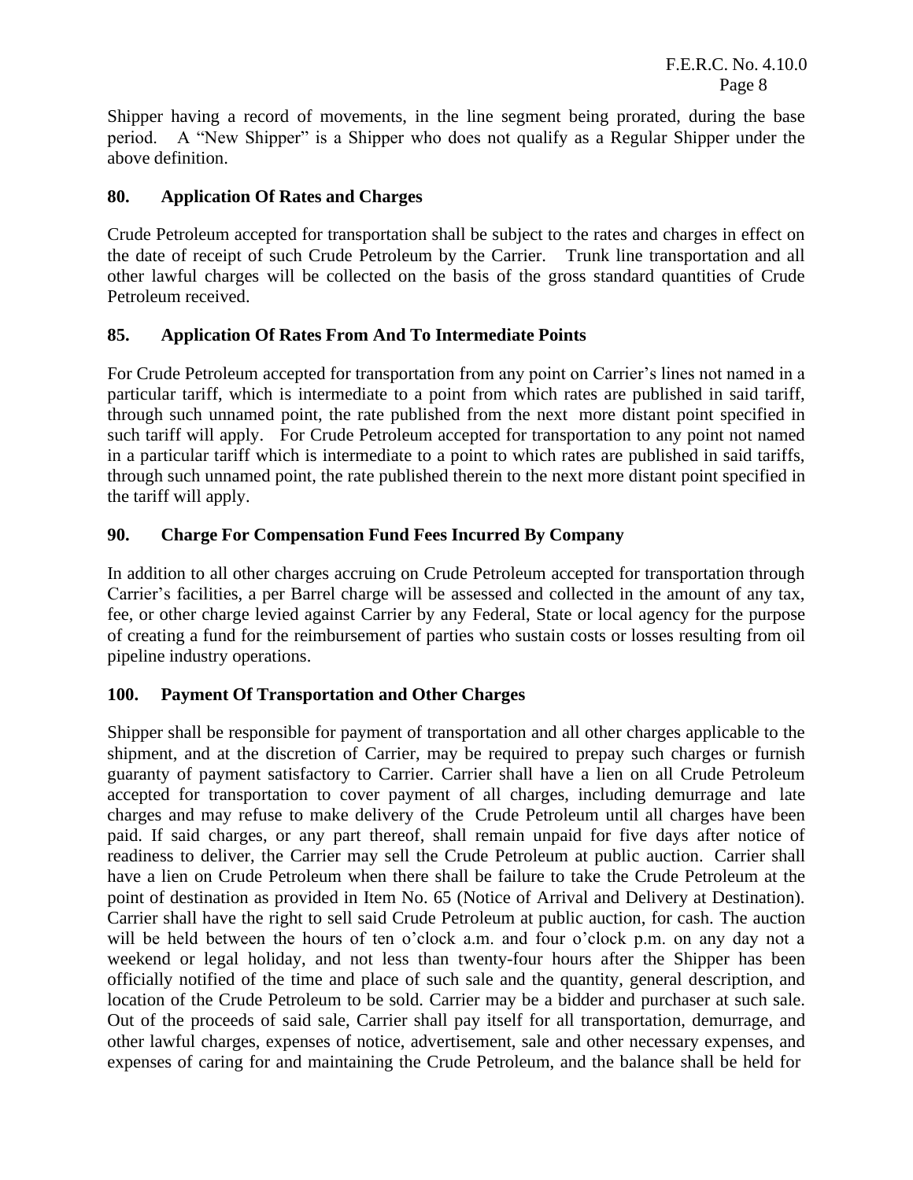Shipper having a record of movements, in the line segment being prorated, during the base period. A "New Shipper" is a Shipper who does not qualify as a Regular Shipper under the above definition.

## 80. Application Of Rates and Charges

Crude Petroleum accepted for transportation shall be subject to the rates and charges in effect on the date of receipt of such Crude Petroleum by the Carrier. Trunk line transportation and all other lawful charges will be collected on the basis of the gross standard quantities of Crude Petroleum received.

## 85. Application Of Rates From And To Intermediate Points

For Crude Petroleum accepted for transportation from any point on Carrier's lines not named in a particular tariff, which is intermediate to a point from which rates are published in said tariff, through such unnamed point, the rate published from the next more distant point specified in such tariff will apply. For Crude Petroleum accepted for transportation to any point not named in a particular tariff which is intermediate to a point to which rates are published in said tariffs, through such unnamed point, the rate published therein to the next more distant point specified in the tariff will apply.

## 90. Charge For Compensation Fund Fees Incurred By Company

In addition to all other charges accruing on Crude Petroleum accepted for transportation through Carrier's facilities, a per Barrel charge will be assessed and collected in the amount of any tax, fee, or other charge levied against Carrier by any Federal, State or local agency for the purpose of creating a fund for the reimbursement of parties who sustain costs or losses resulting from oil pipeline industry operations.

## 100. Payment Of Transportation and Other Charges

Shipper shall be responsible for payment of transportation and all other charges applicable to the shipment, and at the discretion of Carrier, may be required to prepay such charges or furnish guaranty of payment satisfactory to Carrier. Carrier shall have a lien on all Crude Petroleum accepted for transportation to cover payment of all charges, including demurrage and late charges and may refuse to make delivery of the Crude Petroleum until all charges have been paid. If said charges, or any part thereof, shall remain unpaid for five days after notice of readiness to deliver, the Carrier may sell the Crude Petroleum at public auction. Carrier shall have a lien on Crude Petroleum when there shall be failure to take the Crude Petroleum at the point of destination as provided in Item No. 65 (Notice of Arrival and Delivery at Destination). Carrier shall have the right to sell said Crude Petroleum at public auction, for cash. The auction will be held between the hours of ten o'clock a.m. and four o'clock p.m. on any day not a weekend or legal holiday, and not less than twenty-four hours after the Shipper has been officially notified of the time and place of such sale and the quantity, general description, and location of the Crude Petroleum to be sold. Carrier may be a bidder and purchaser at such sale. Out of the proceeds of said sale, Carrier shall pay itself for all transportation, demurrage, and other lawful charges, expenses of notice, advertisement, sale and other necessary expenses, and expenses of caring for and maintaining the Crude Petroleum, and the balance shall be held for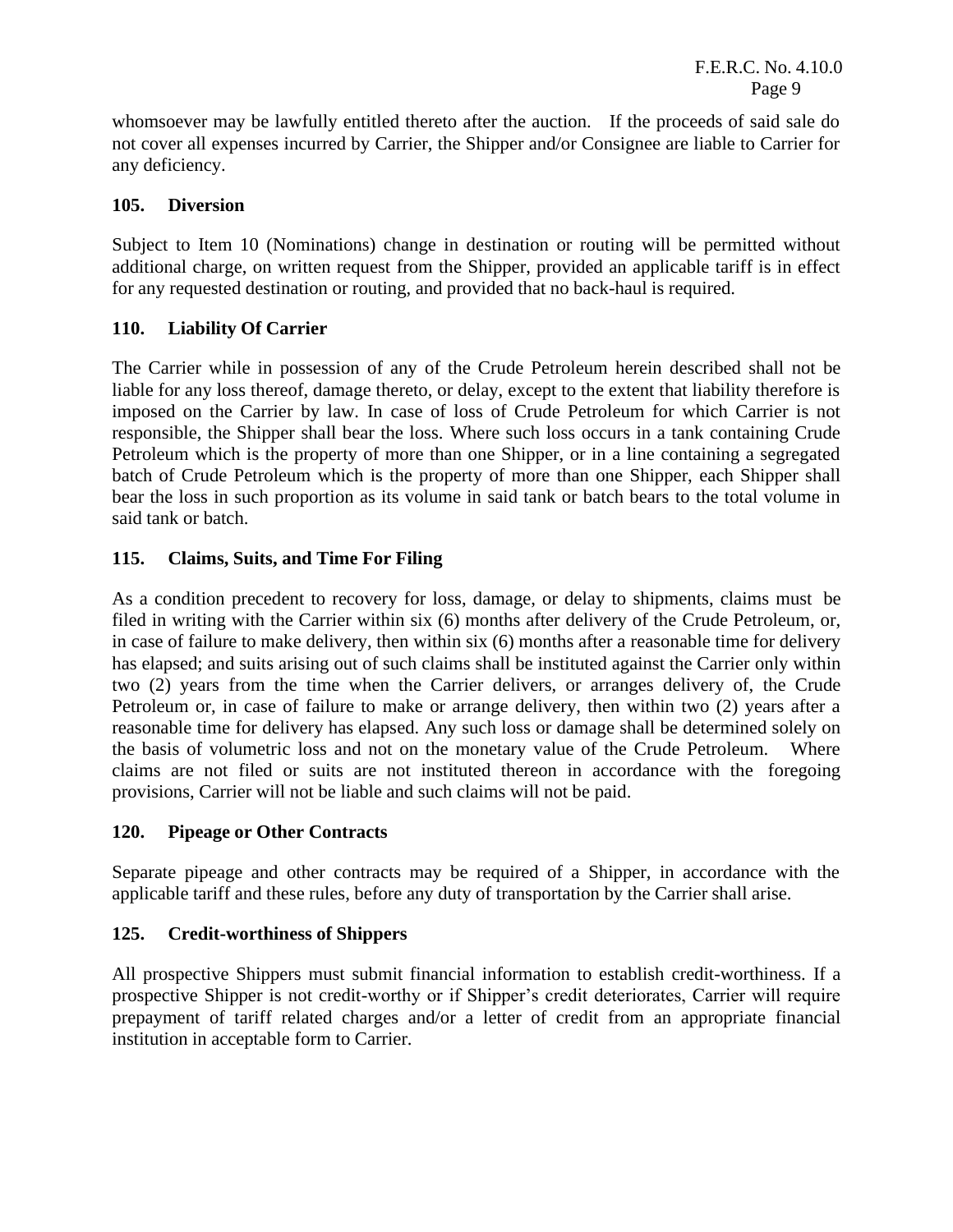whomsoever may be lawfully entitled thereto after the auction. If the proceeds of said sale do not cover all expenses incurred by Carrier, the Shipper and/or Consignee are liable to Carrier for any deficiency.

**105. Diversion**

Subject to Item 10 (Nominations) change in destination or routing will be permitted without additional charge, on written request from the Shipper, provided an applicable tariff is in effect for any requested destination or routing, and provided that no back-haul is required.

**110. Liability Of Carrier**

The Carrier while in possession of any of the Crude Petroleum herein described shall not be liable for any loss thereof, damage thereto, or delay, except to the extent that liability therefore is imposed on the Carrier by law. In case of loss of Crude Petroleum for which Carrier is not responsible, the Shipper shall bear the loss. Where such loss occurs in a tank containing Crude Petroleum which is the property of more than one Shipper, or in a line containing a segregated batch of Crude Petroleum which is the property of more than one Shipper, each Shipper shall bear the loss in such proportion as its volume in said tank or batch bears to the total volume in said tank or batch.

**115. Claims, Suits, and Time For Filing**

As a condition precedent to recovery for loss, damage, or delay to shipments, claims must be filed in writing with the Carrier within six (6) months after delivery of the Crude Petroleum, or, in case of failure to make delivery, then within six (6) months after a reasonable time for delivery has elapsed; and suits arising out of such claims shall be instituted against the Carrier only within two (2) years from the time when the Carrier delivers, or arranges delivery of, the Crude Petroleum or, in case of failure to make or arrange delivery, then within two (2) years after a reasonable time for delivery has elapsed. Any such loss or damage shall be determined solely on the basis of volumetric loss and not on the monetary value of the Crude Petroleum. Where claims are not filed or suits are not instituted thereon in accordance with the foregoing provisions, Carrier will not be liable and such claims will not be paid.

**120. Pipeage or Other Contracts**

Separate pipeage and other contracts may be required of a Shipper, in accordance with the applicable tariff and these rules, before any duty of transportation by the Carrier shall arise.

**125. Credit-worthiness of Shippers**

All prospective Shippers must submit financial information to establish credit-worthiness. If a prospective Shipper is not credit-worthy or if Shipper's credit deteriorates, Carrier will require prepayment of tariff related charges and/or a letter of credit from an appropriate financial institution in acceptable form to Carrier.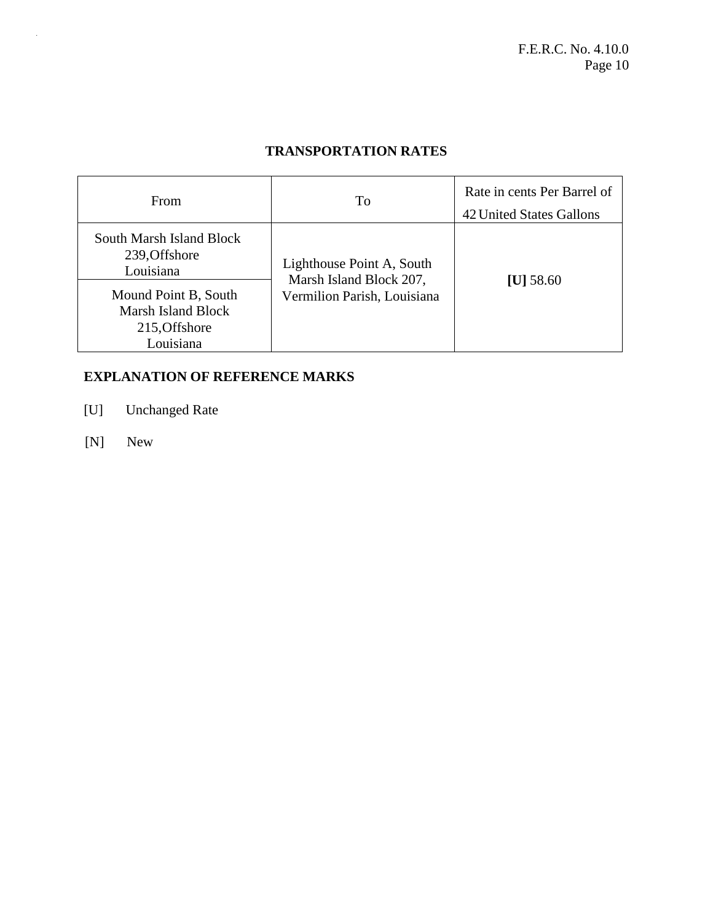## TRANSPORTATION RATES

| From | To | Rate in cents Per Barrel of 42 United States Gallons |
|---|---|---|
| South Marsh Island Block 239,Offshore Louisiana | Lighthouse Point A, South Marsh Island Block 207, Vermilion Parish, Louisiana | **[U]** 58.60 |
| Mound Point B, South Marsh Island Block 215,Offshore Louisiana | | |

**EXPLANATION OF REFERENCE MARKS**

[U] Unchanged Rate

[N] New